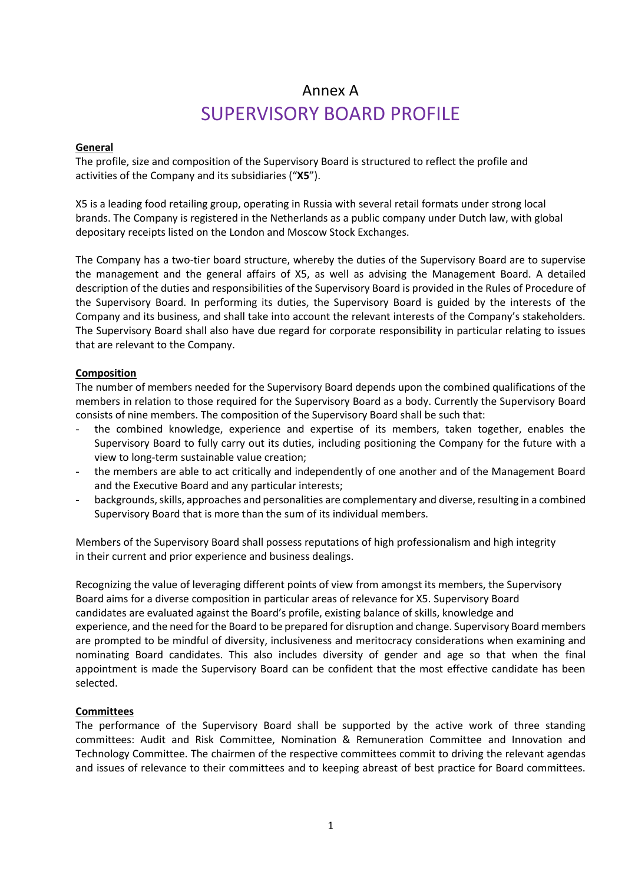# Annex A

## SUPERVISORY BOARD PROFILE

**General**

The profile, size and composition of the Supervisory Board is structured to reflect the profile and activities of the Company and its subsidiaries ("**X5**").

X5 is a leading food retailing group, operating in Russia with several retail formats under strong local brands. The Company is registered in the Netherlands as a public company under Dutch law, with global depositary receipts listed on the London and Moscow Stock Exchanges.

The Company has a two-tier board structure, whereby the duties of the Supervisory Board are to supervise the management and the general affairs of X5, as well as advising the Management Board. A detailed description of the duties and responsibilities of the Supervisory Board is provided in the Rules of Procedure of the Supervisory Board. In performing its duties, the Supervisory Board is guided by the interests of the Company and its business, and shall take into account the relevant interests of the Company's stakeholders. The Supervisory Board shall also have due regard for corporate responsibility in particular relating to issues that are relevant to the Company.

**Composition**

The number of members needed for the Supervisory Board depends upon the combined qualifications of the members in relation to those required for the Supervisory Board as a body. Currently the Supervisory Board consists of nine members. The composition of the Supervisory Board shall be such that:

- the combined knowledge, experience and expertise of its members, taken together, enables the Supervisory Board to fully carry out its duties, including positioning the Company for the future with a view to long-term sustainable value creation;
- the members are able to act critically and independently of one another and of the Management Board and the Executive Board and any particular interests;
- backgrounds, skills, approaches and personalities are complementary and diverse, resulting in a combined Supervisory Board that is more than the sum of its individual members.

Members of the Supervisory Board shall possess reputations of high professionalism and high integrity in their current and prior experience and business dealings.

Recognizing the value of leveraging different points of view from amongst its members, the Supervisory Board aims for a diverse composition in particular areas of relevance for X5. Supervisory Board candidates are evaluated against the Board's profile, existing balance of skills, knowledge and experience, and the need for the Board to be prepared for disruption and change. Supervisory Board members are prompted to be mindful of diversity, inclusiveness and meritocracy considerations when examining and nominating Board candidates. This also includes diversity of gender and age so that when the final appointment is made the Supervisory Board can be confident that the most effective candidate has been selected.

**Committees**

The performance of the Supervisory Board shall be supported by the active work of three standing committees: Audit and Risk Committee, Nomination & Remuneration Committee and Innovation and Technology Committee. The chairmen of the respective committees commit to driving the relevant agendas and issues of relevance to their committees and to keeping abreast of best practice for Board committees.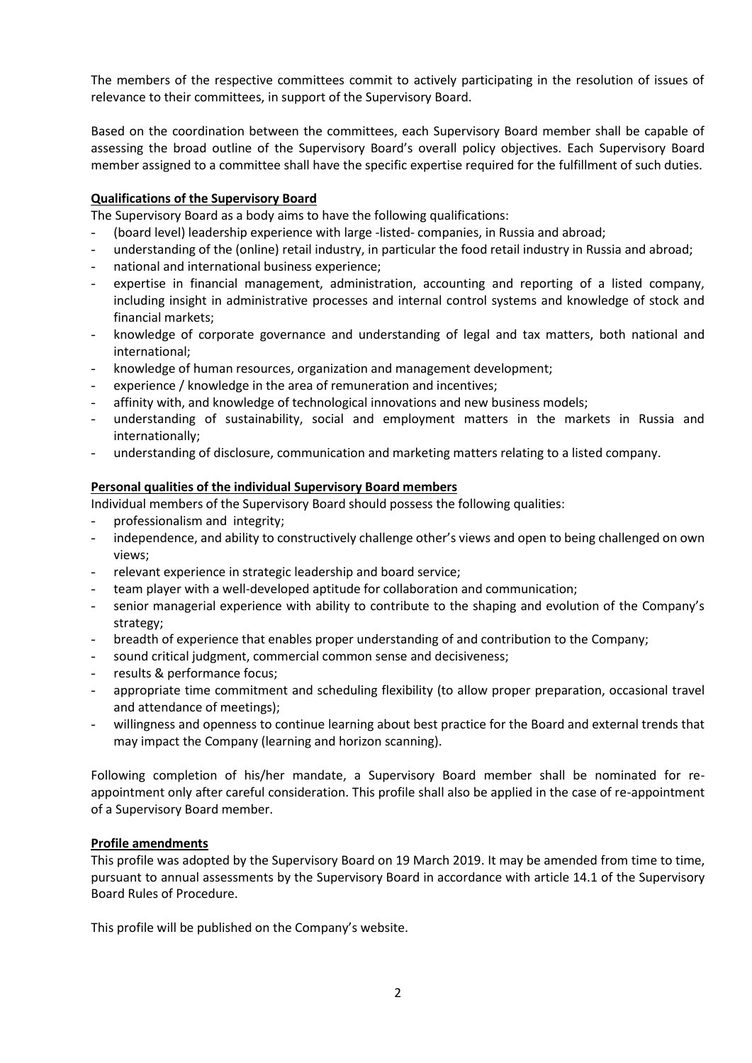The members of the respective committees commit to actively participating in the resolution of issues of relevance to their committees, in support of the Supervisory Board.

Based on the coordination between the committees, each Supervisory Board member shall be capable of assessing the broad outline of the Supervisory Board's overall policy objectives. Each Supervisory Board member assigned to a committee shall have the specific expertise required for the fulfillment of such duties.

**Qualifications of the Supervisory Board**

The Supervisory Board as a body aims to have the following qualifications:

- (board level) leadership experience with large -listed- companies, in Russia and abroad;
- understanding of the (online) retail industry, in particular the food retail industry in Russia and abroad;
- national and international business experience;
- expertise in financial management, administration, accounting and reporting of a listed company, including insight in administrative processes and internal control systems and knowledge of stock and financial markets;
- knowledge of corporate governance and understanding of legal and tax matters, both national and international;
- knowledge of human resources, organization and management development;
- experience / knowledge in the area of remuneration and incentives;
- affinity with, and knowledge of technological innovations and new business models;
- understanding of sustainability, social and employment matters in the markets in Russia and internationally;
- understanding of disclosure, communication and marketing matters relating to a listed company.

**Personal qualities of the individual Supervisory Board members**

Individual members of the Supervisory Board should possess the following qualities:

- professionalism and integrity;
- independence, and ability to constructively challenge other's views and open to being challenged on own views;
- relevant experience in strategic leadership and board service;
- team player with a well-developed aptitude for collaboration and communication;
- senior managerial experience with ability to contribute to the shaping and evolution of the Company's strategy;
- breadth of experience that enables proper understanding of and contribution to the Company;
- sound critical judgment, commercial common sense and decisiveness;
- results & performance focus;
- appropriate time commitment and scheduling flexibility (to allow proper preparation, occasional travel and attendance of meetings);
- willingness and openness to continue learning about best practice for the Board and external trends that may impact the Company (learning and horizon scanning).

Following completion of his/her mandate, a Supervisory Board member shall be nominated for re-appointment only after careful consideration. This profile shall also be applied in the case of re-appointment of a Supervisory Board member.

**Profile amendments**

This profile was adopted by the Supervisory Board on 19 March 2019. It may be amended from time to time, pursuant to annual assessments by the Supervisory Board in accordance with article 14.1 of the Supervisory Board Rules of Procedure.

This profile will be published on the Company's website.